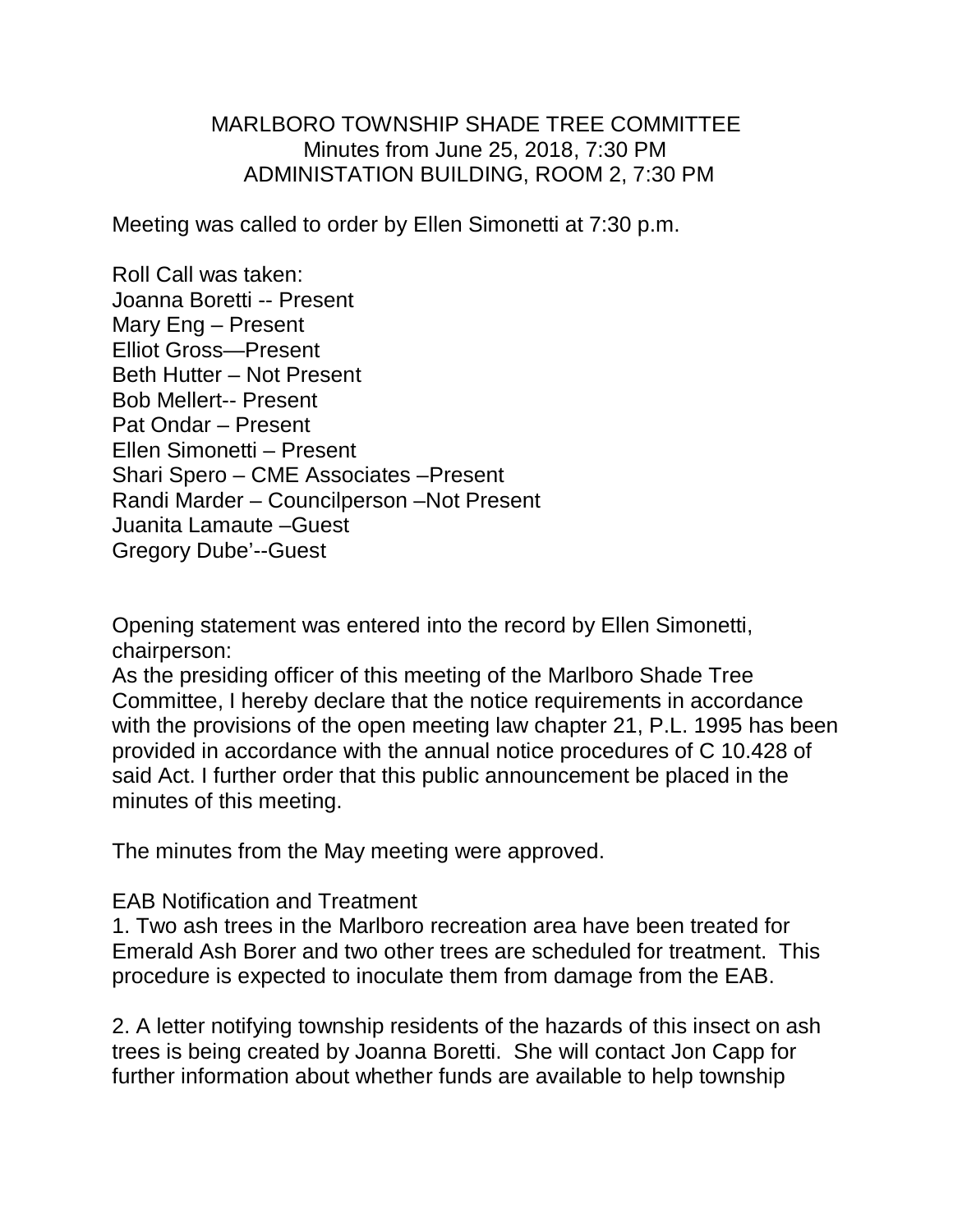MARLBORO TOWNSHIP SHADE TREE COMMITTEE
Minutes from June 25, 2018, 7:30 PM
ADMINISTATION BUILDING, ROOM 2, 7:30 PM

Meeting was called to order by Ellen Simonetti at 7:30 p.m.

Roll Call was taken:
Joanna Boretti -- Present
Mary Eng – Present
Elliot Gross—Present
Beth Hutter – Not Present
Bob Mellert-- Present
Pat Ondar – Present
Ellen Simonetti – Present
Shari Spero – CME Associates –Present
Randi Marder – Councilperson –Not Present
Juanita Lamaute –Guest
Gregory Dube'--Guest

Opening statement was entered into the record by Ellen Simonetti, chairperson:
As the presiding officer of this meeting of the Marlboro Shade Tree Committee, I hereby declare that the notice requirements in accordance with the provisions of the open meeting law chapter 21, P.L. 1995 has been provided in accordance with the annual notice procedures of C 10.428 of said Act. I further order that this public announcement be placed in the minutes of this meeting.

The minutes from the May meeting were approved.

EAB Notification and Treatment

1. Two ash trees in the Marlboro recreation area have been treated for Emerald Ash Borer and two other trees are scheduled for treatment. This procedure is expected to inoculate them from damage from the EAB.

2. A letter notifying township residents of the hazards of this insect on ash trees is being created by Joanna Boretti. She will contact Jon Capp for further information about whether funds are available to help township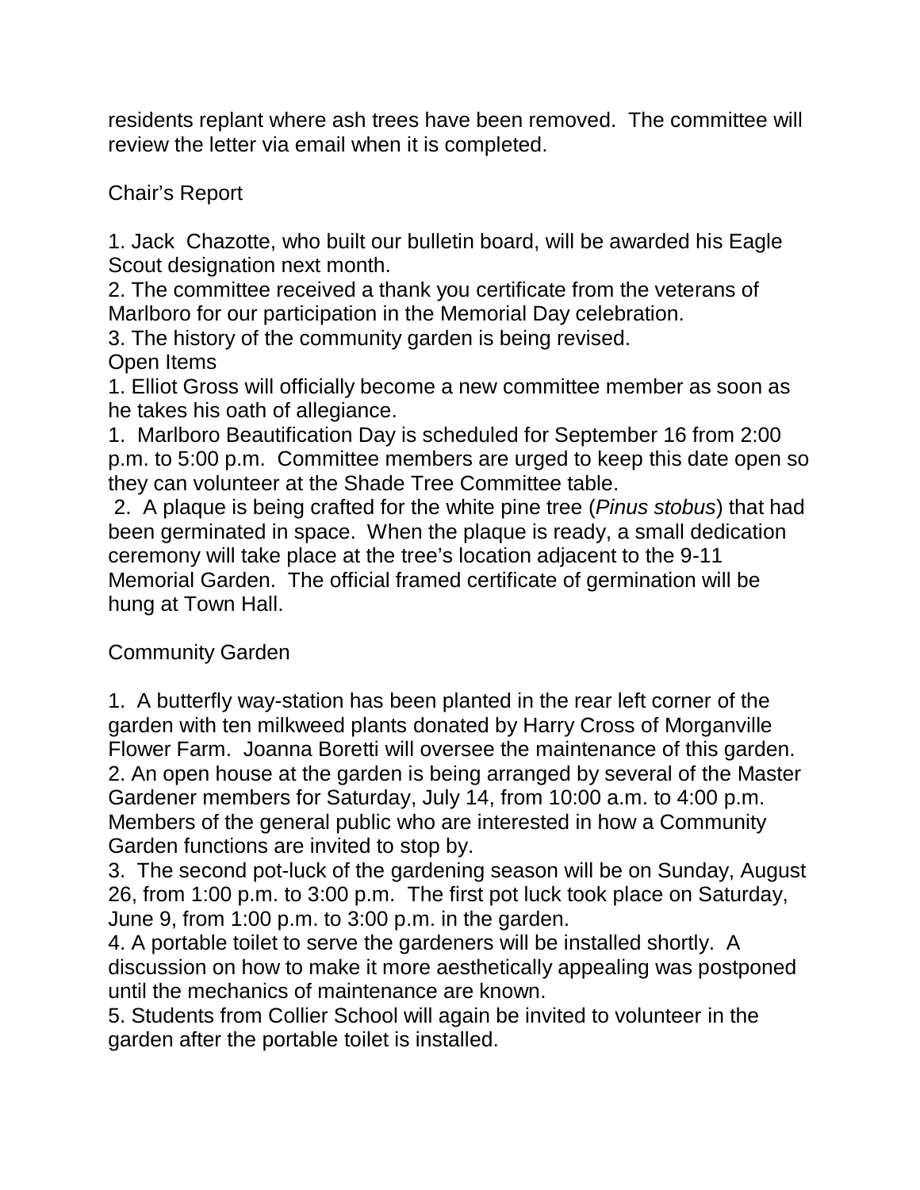residents replant where ash trees have been removed.  The committee will review the letter via email when it is completed.

Chair's Report

1. Jack  Chazotte, who built our bulletin board, will be awarded his Eagle Scout designation next month.
2. The committee received a thank you certificate from the veterans of Marlboro for our participation in the Memorial Day celebration.
3. The history of the community garden is being revised.

Open Items

1. Elliot Gross will officially become a new committee member as soon as he takes his oath of allegiance.
1.  Marlboro Beautification Day is scheduled for September 16 from 2:00 p.m. to 5:00 p.m.  Committee members are urged to keep this date open so they can volunteer at the Shade Tree Committee table.
2.  A plaque is being crafted for the white pine tree (*Pinus stobus*) that had been germinated in space.  When the plaque is ready, a small dedication ceremony will take place at the tree's location adjacent to the 9-11 Memorial Garden.  The official framed certificate of germination will be hung at Town Hall.

Community Garden

1.  A butterfly way-station has been planted in the rear left corner of the garden with ten milkweed plants donated by Harry Cross of Morganville Flower Farm.  Joanna Boretti will oversee the maintenance of this garden.
2. An open house at the garden is being arranged by several of the Master Gardener members for Saturday, July 14, from 10:00 a.m. to 4:00 p.m. Members of the general public who are interested in how a Community Garden functions are invited to stop by.
3.  The second pot-luck of the gardening season will be on Sunday, August 26, from 1:00 p.m. to 3:00 p.m.  The first pot luck took place on Saturday, June 9, from 1:00 p.m. to 3:00 p.m. in the garden.
4. A portable toilet to serve the gardeners will be installed shortly.  A discussion on how to make it more aesthetically appealing was postponed until the mechanics of maintenance are known.
5. Students from Collier School will again be invited to volunteer in the garden after the portable toilet is installed.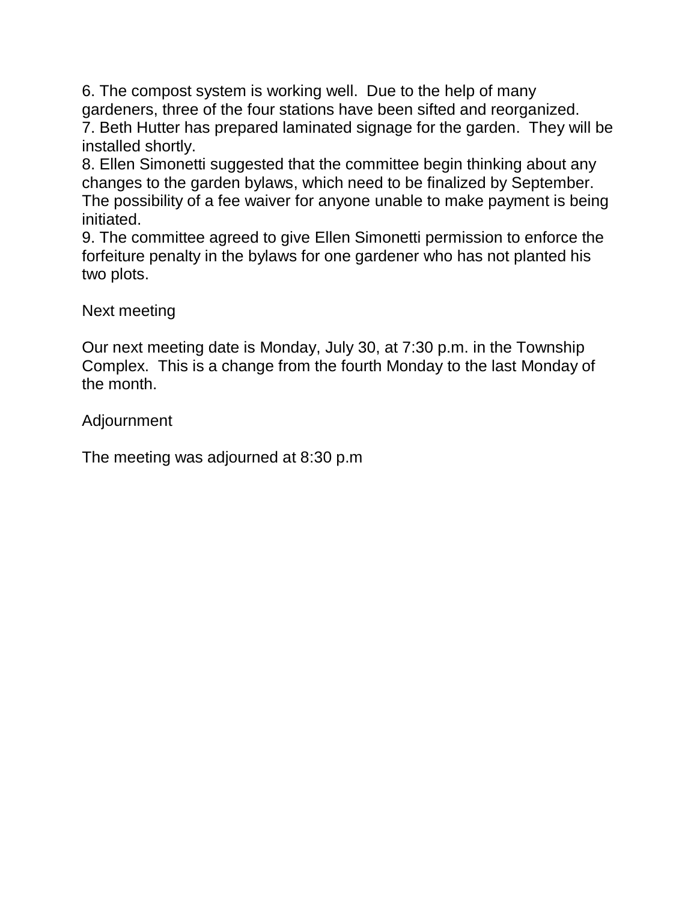6. The compost system is working well. Due to the help of many gardeners, three of the four stations have been sifted and reorganized.
7. Beth Hutter has prepared laminated signage for the garden. They will be installed shortly.
8. Ellen Simonetti suggested that the committee begin thinking about any changes to the garden bylaws, which need to be finalized by September. The possibility of a fee waiver for anyone unable to make payment is being initiated.
9. The committee agreed to give Ellen Simonetti permission to enforce the forfeiture penalty in the bylaws for one gardener who has not planted his two plots.

Next meeting

Our next meeting date is Monday, July 30, at 7:30 p.m. in the Township Complex. This is a change from the fourth Monday to the last Monday of the month.

Adjournment

The meeting was adjourned at 8:30 p.m